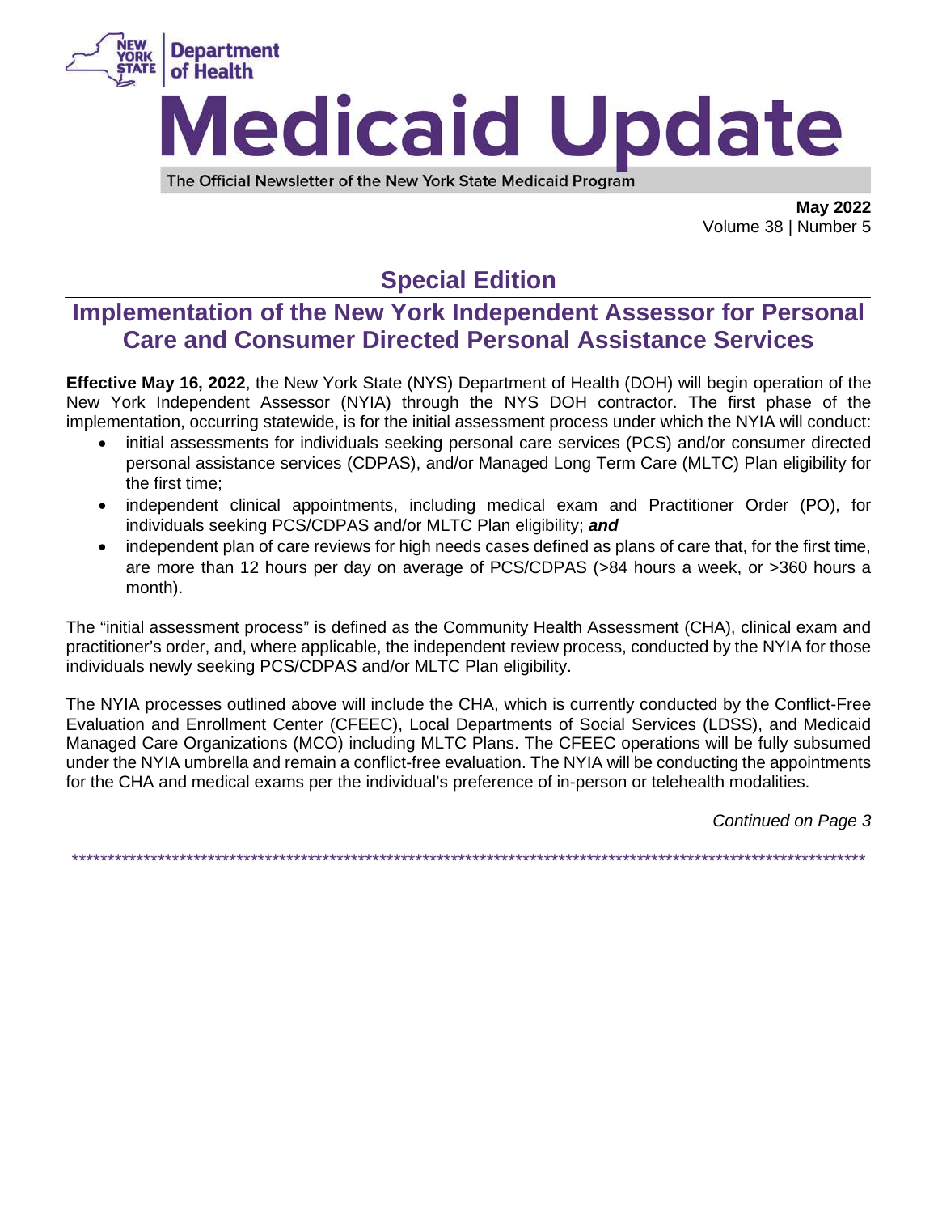# Medicaid Update

The Official Newsletter of the New York State Medicaid Program

**May 2022**
Volume 38 | Number 5

## Special Edition

## Implementation of the New York Independent Assessor for Personal Care and Consumer Directed Personal Assistance Services

**Effective May 16, 2022**, the New York State (NYS) Department of Health (DOH) will begin operation of the New York Independent Assessor (NYIA) through the NYS DOH contractor. The first phase of the implementation, occurring statewide, is for the initial assessment process under which the NYIA will conduct:

- initial assessments for individuals seeking personal care services (PCS) and/or consumer directed personal assistance services (CDPAS), and/or Managed Long Term Care (MLTC) Plan eligibility for the first time;
- independent clinical appointments, including medical exam and Practitioner Order (PO), for individuals seeking PCS/CDPAS and/or MLTC Plan eligibility; ***and***
- independent plan of care reviews for high needs cases defined as plans of care that, for the first time, are more than 12 hours per day on average of PCS/CDPAS (>84 hours a week, or >360 hours a month).

The "initial assessment process" is defined as the Community Health Assessment (CHA), clinical exam and practitioner's order, and, where applicable, the independent review process, conducted by the NYIA for those individuals newly seeking PCS/CDPAS and/or MLTC Plan eligibility.

The NYIA processes outlined above will include the CHA, which is currently conducted by the Conflict-Free Evaluation and Enrollment Center (CFEEC), Local Departments of Social Services (LDSS), and Medicaid Managed Care Organizations (MCO) including MLTC Plans. The CFEEC operations will be fully subsumed under the NYIA umbrella and remain a conflict-free evaluation. The NYIA will be conducting the appointments for the CHA and medical exams per the individual's preference of in-person or telehealth modalities.

*Continued on Page 3*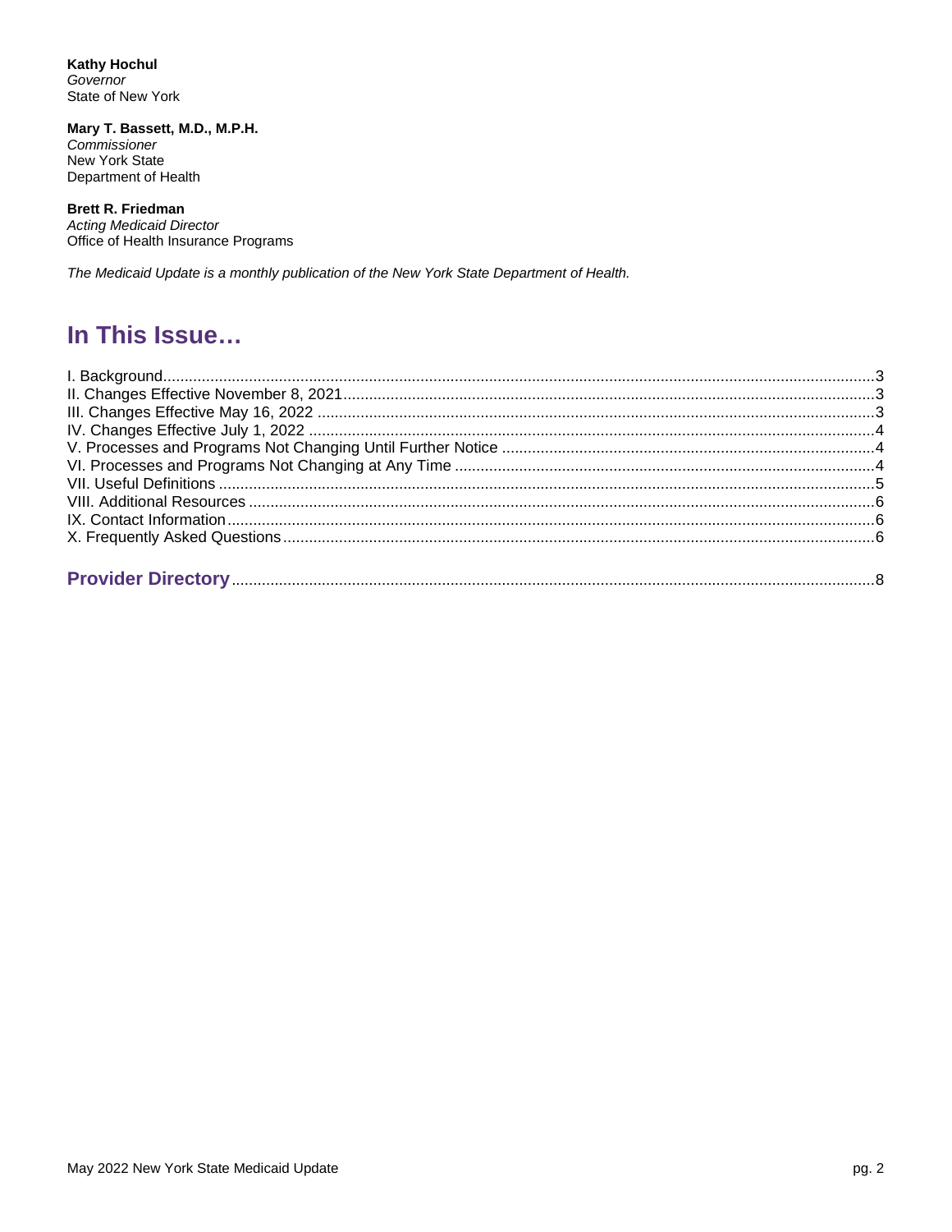**Kathy Hochul**
*Governor*
State of New York

**Mary T. Bassett, M.D., M.P.H.**
*Commissioner*
New York State
Department of Health

**Brett R. Friedman**
*Acting Medicaid Director*
Office of Health Insurance Programs

*The Medicaid Update is a monthly publication of the New York State Department of Health.*

# In This Issue…

I. Background....3
II. Changes Effective November 8, 2021....3
III. Changes Effective May 16, 2022....3
IV. Changes Effective July 1, 2022....4
V. Processes and Programs Not Changing Until Further Notice....4
VI. Processes and Programs Not Changing at Any Time....4
VII. Useful Definitions....5
VIII. Additional Resources....6
IX. Contact Information....6
X. Frequently Asked Questions....6

**Provider Directory**....8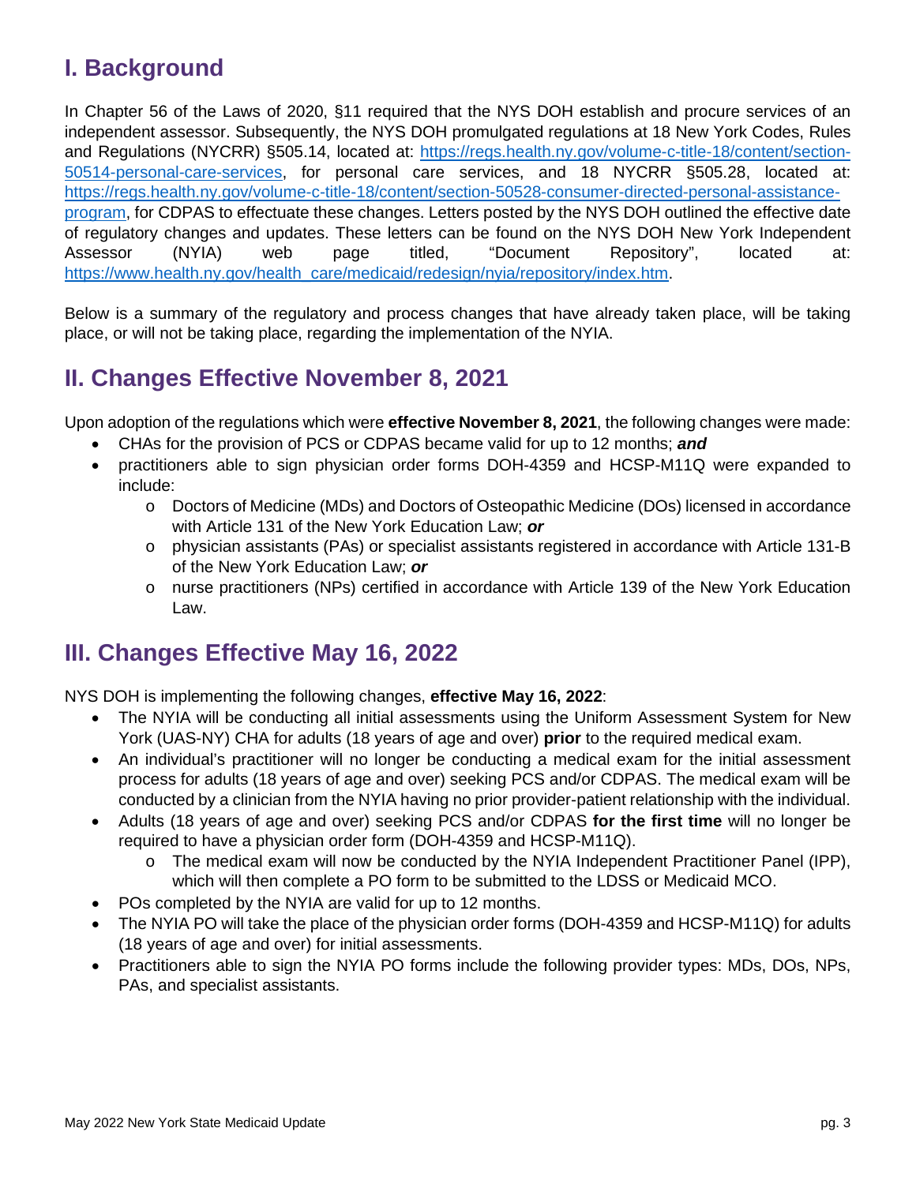## I. Background

In Chapter 56 of the Laws of 2020, §11 required that the NYS DOH establish and procure services of an independent assessor. Subsequently, the NYS DOH promulgated regulations at 18 New York Codes, Rules and Regulations (NYCRR) §505.14, located at: [https://regs.health.ny.gov/volume-c-title-18/content/section-50514-personal-care-services](https://regs.health.ny.gov/volume-c-title-18/content/section-50514-personal-care-services), for personal care services, and 18 NYCRR §505.28, located at: [https://regs.health.ny.gov/volume-c-title-18/content/section-50528-consumer-directed-personal-assistance-program](https://regs.health.ny.gov/volume-c-title-18/content/section-50528-consumer-directed-personal-assistance-program), for CDPAS to effectuate these changes. Letters posted by the NYS DOH outlined the effective date of regulatory changes and updates. These letters can be found on the NYS DOH New York Independent Assessor (NYIA) web page titled, "Document Repository", located at: [https://www.health.ny.gov/health_care/medicaid/redesign/nyia/repository/index.htm](https://www.health.ny.gov/health_care/medicaid/redesign/nyia/repository/index.htm).

Below is a summary of the regulatory and process changes that have already taken place, will be taking place, or will not be taking place, regarding the implementation of the NYIA.

## II. Changes Effective November 8, 2021

Upon adoption of the regulations which were **effective November 8, 2021**, the following changes were made:

- CHAs for the provision of PCS or CDPAS became valid for up to 12 months; ***and***
- practitioners able to sign physician order forms DOH-4359 and HCSP-M11Q were expanded to include:
  - Doctors of Medicine (MDs) and Doctors of Osteopathic Medicine (DOs) licensed in accordance with Article 131 of the New York Education Law; ***or***
  - physician assistants (PAs) or specialist assistants registered in accordance with Article 131-B of the New York Education Law; ***or***
  - nurse practitioners (NPs) certified in accordance with Article 139 of the New York Education Law.

## III. Changes Effective May 16, 2022

NYS DOH is implementing the following changes, **effective May 16, 2022**:

- The NYIA will be conducting all initial assessments using the Uniform Assessment System for New York (UAS-NY) CHA for adults (18 years of age and over) **prior** to the required medical exam.
- An individual's practitioner will no longer be conducting a medical exam for the initial assessment process for adults (18 years of age and over) seeking PCS and/or CDPAS. The medical exam will be conducted by a clinician from the NYIA having no prior provider-patient relationship with the individual.
- Adults (18 years of age and over) seeking PCS and/or CDPAS **for the first time** will no longer be required to have a physician order form (DOH-4359 and HCSP-M11Q).
  - The medical exam will now be conducted by the NYIA Independent Practitioner Panel (IPP), which will then complete a PO form to be submitted to the LDSS or Medicaid MCO.
- POs completed by the NYIA are valid for up to 12 months.
- The NYIA PO will take the place of the physician order forms (DOH-4359 and HCSP-M11Q) for adults (18 years of age and over) for initial assessments.
- Practitioners able to sign the NYIA PO forms include the following provider types: MDs, DOs, NPs, PAs, and specialist assistants.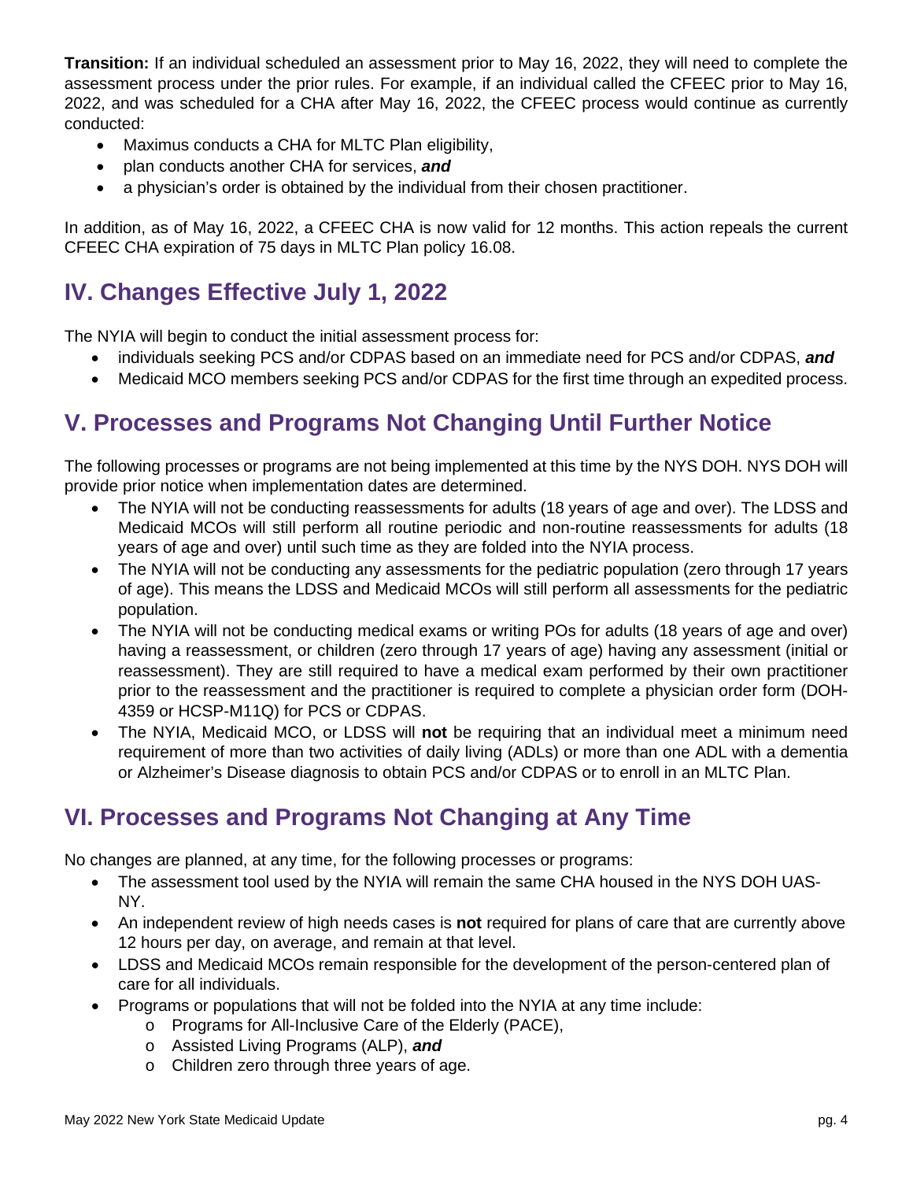**Transition:** If an individual scheduled an assessment prior to May 16, 2022, they will need to complete the assessment process under the prior rules. For example, if an individual called the CFEEC prior to May 16, 2022, and was scheduled for a CHA after May 16, 2022, the CFEEC process would continue as currently conducted:

- Maximus conducts a CHA for MLTC Plan eligibility,
- plan conducts another CHA for services, ***and***
- a physician's order is obtained by the individual from their chosen practitioner.

In addition, as of May 16, 2022, a CFEEC CHA is now valid for 12 months. This action repeals the current CFEEC CHA expiration of 75 days in MLTC Plan policy 16.08.

## IV. Changes Effective July 1, 2022

The NYIA will begin to conduct the initial assessment process for:

- individuals seeking PCS and/or CDPAS based on an immediate need for PCS and/or CDPAS, ***and***
- Medicaid MCO members seeking PCS and/or CDPAS for the first time through an expedited process.

## V. Processes and Programs Not Changing Until Further Notice

The following processes or programs are not being implemented at this time by the NYS DOH. NYS DOH will provide prior notice when implementation dates are determined.

- The NYIA will not be conducting reassessments for adults (18 years of age and over). The LDSS and Medicaid MCOs will still perform all routine periodic and non-routine reassessments for adults (18 years of age and over) until such time as they are folded into the NYIA process.
- The NYIA will not be conducting any assessments for the pediatric population (zero through 17 years of age). This means the LDSS and Medicaid MCOs will still perform all assessments for the pediatric population.
- The NYIA will not be conducting medical exams or writing POs for adults (18 years of age and over) having a reassessment, or children (zero through 17 years of age) having any assessment (initial or reassessment). They are still required to have a medical exam performed by their own practitioner prior to the reassessment and the practitioner is required to complete a physician order form (DOH-4359 or HCSP-M11Q) for PCS or CDPAS.
- The NYIA, Medicaid MCO, or LDSS will **not** be requiring that an individual meet a minimum need requirement of more than two activities of daily living (ADLs) or more than one ADL with a dementia or Alzheimer's Disease diagnosis to obtain PCS and/or CDPAS or to enroll in an MLTC Plan.

## VI. Processes and Programs Not Changing at Any Time

No changes are planned, at any time, for the following processes or programs:

- The assessment tool used by the NYIA will remain the same CHA housed in the NYS DOH UAS-NY.
- An independent review of high needs cases is **not** required for plans of care that are currently above 12 hours per day, on average, and remain at that level.
- LDSS and Medicaid MCOs remain responsible for the development of the person-centered plan of care for all individuals.
- Programs or populations that will not be folded into the NYIA at any time include:
  - Programs for All-Inclusive Care of the Elderly (PACE),
  - Assisted Living Programs (ALP), ***and***
  - Children zero through three years of age.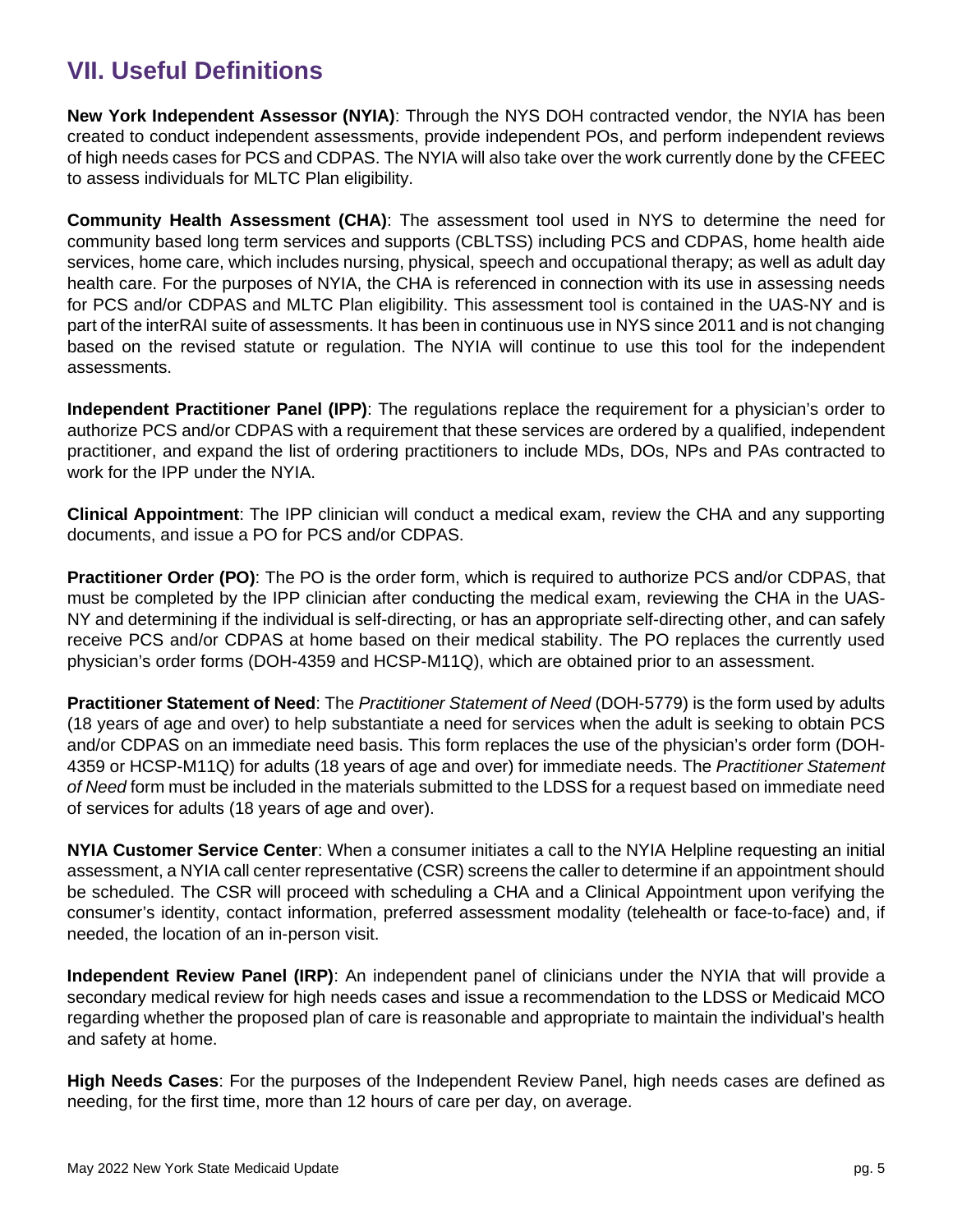## VII. Useful Definitions

**New York Independent Assessor (NYIA)**: Through the NYS DOH contracted vendor, the NYIA has been created to conduct independent assessments, provide independent POs, and perform independent reviews of high needs cases for PCS and CDPAS. The NYIA will also take over the work currently done by the CFEEC to assess individuals for MLTC Plan eligibility.

**Community Health Assessment (CHA)**: The assessment tool used in NYS to determine the need for community based long term services and supports (CBLTSS) including PCS and CDPAS, home health aide services, home care, which includes nursing, physical, speech and occupational therapy; as well as adult day health care. For the purposes of NYIA, the CHA is referenced in connection with its use in assessing needs for PCS and/or CDPAS and MLTC Plan eligibility. This assessment tool is contained in the UAS-NY and is part of the interRAI suite of assessments. It has been in continuous use in NYS since 2011 and is not changing based on the revised statute or regulation. The NYIA will continue to use this tool for the independent assessments.

**Independent Practitioner Panel (IPP)**: The regulations replace the requirement for a physician's order to authorize PCS and/or CDPAS with a requirement that these services are ordered by a qualified, independent practitioner, and expand the list of ordering practitioners to include MDs, DOs, NPs and PAs contracted to work for the IPP under the NYIA.

**Clinical Appointment**: The IPP clinician will conduct a medical exam, review the CHA and any supporting documents, and issue a PO for PCS and/or CDPAS.

**Practitioner Order (PO)**: The PO is the order form, which is required to authorize PCS and/or CDPAS, that must be completed by the IPP clinician after conducting the medical exam, reviewing the CHA in the UAS-NY and determining if the individual is self-directing, or has an appropriate self-directing other, and can safely receive PCS and/or CDPAS at home based on their medical stability. The PO replaces the currently used physician's order forms (DOH-4359 and HCSP-M11Q), which are obtained prior to an assessment.

**Practitioner Statement of Need**: The *Practitioner Statement of Need* (DOH-5779) is the form used by adults (18 years of age and over) to help substantiate a need for services when the adult is seeking to obtain PCS and/or CDPAS on an immediate need basis. This form replaces the use of the physician's order form (DOH-4359 or HCSP-M11Q) for adults (18 years of age and over) for immediate needs. The *Practitioner Statement of Need* form must be included in the materials submitted to the LDSS for a request based on immediate need of services for adults (18 years of age and over).

**NYIA Customer Service Center**: When a consumer initiates a call to the NYIA Helpline requesting an initial assessment, a NYIA call center representative (CSR) screens the caller to determine if an appointment should be scheduled. The CSR will proceed with scheduling a CHA and a Clinical Appointment upon verifying the consumer's identity, contact information, preferred assessment modality (telehealth or face-to-face) and, if needed, the location of an in-person visit.

**Independent Review Panel (IRP)**: An independent panel of clinicians under the NYIA that will provide a secondary medical review for high needs cases and issue a recommendation to the LDSS or Medicaid MCO regarding whether the proposed plan of care is reasonable and appropriate to maintain the individual's health and safety at home.

**High Needs Cases**: For the purposes of the Independent Review Panel, high needs cases are defined as needing, for the first time, more than 12 hours of care per day, on average.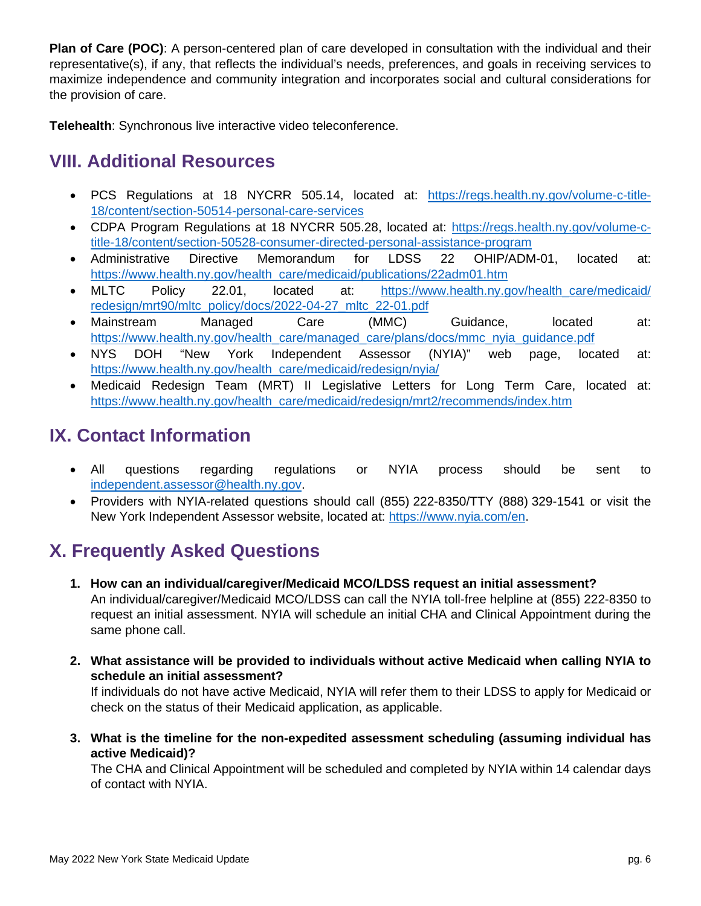**Plan of Care (POC)**: A person-centered plan of care developed in consultation with the individual and their representative(s), if any, that reflects the individual's needs, preferences, and goals in receiving services to maximize independence and community integration and incorporates social and cultural considerations for the provision of care.

**Telehealth**: Synchronous live interactive video teleconference.

## VIII. Additional Resources

- PCS Regulations at 18 NYCRR 505.14, located at: https://regs.health.ny.gov/volume-c-title-18/content/section-50514-personal-care-services
- CDPA Program Regulations at 18 NYCRR 505.28, located at: https://regs.health.ny.gov/volume-c-title-18/content/section-50528-consumer-directed-personal-assistance-program
- Administrative Directive Memorandum for LDSS 22 OHIP/ADM-01, located at: https://www.health.ny.gov/health_care/medicaid/publications/22adm01.htm
- MLTC Policy 22.01, located at: https://www.health.ny.gov/health_care/medicaid/redesign/mrt90/mltc_policy/docs/2022-04-27_mltc_22-01.pdf
- Mainstream Managed Care (MMC) Guidance, located at: https://www.health.ny.gov/health_care/managed_care/plans/docs/mmc_nyia_guidance.pdf
- NYS DOH "New York Independent Assessor (NYIA)" web page, located at: https://www.health.ny.gov/health_care/medicaid/redesign/nyia/
- Medicaid Redesign Team (MRT) II Legislative Letters for Long Term Care, located at: https://www.health.ny.gov/health_care/medicaid/redesign/mrt2/recommends/index.htm

## IX. Contact Information

- All questions regarding regulations or NYIA process should be sent to independent.assessor@health.ny.gov.
- Providers with NYIA-related questions should call (855) 222-8350/TTY (888) 329-1541 or visit the New York Independent Assessor website, located at: https://www.nyia.com/en.

## X. Frequently Asked Questions

1. **How can an individual/caregiver/Medicaid MCO/LDSS request an initial assessment?**
   An individual/caregiver/Medicaid MCO/LDSS can call the NYIA toll-free helpline at (855) 222-8350 to request an initial assessment. NYIA will schedule an initial CHA and Clinical Appointment during the same phone call.

2. **What assistance will be provided to individuals without active Medicaid when calling NYIA to schedule an initial assessment?**
   If individuals do not have active Medicaid, NYIA will refer them to their LDSS to apply for Medicaid or check on the status of their Medicaid application, as applicable.

3. **What is the timeline for the non-expedited assessment scheduling (assuming individual has active Medicaid)?**
   The CHA and Clinical Appointment will be scheduled and completed by NYIA within 14 calendar days of contact with NYIA.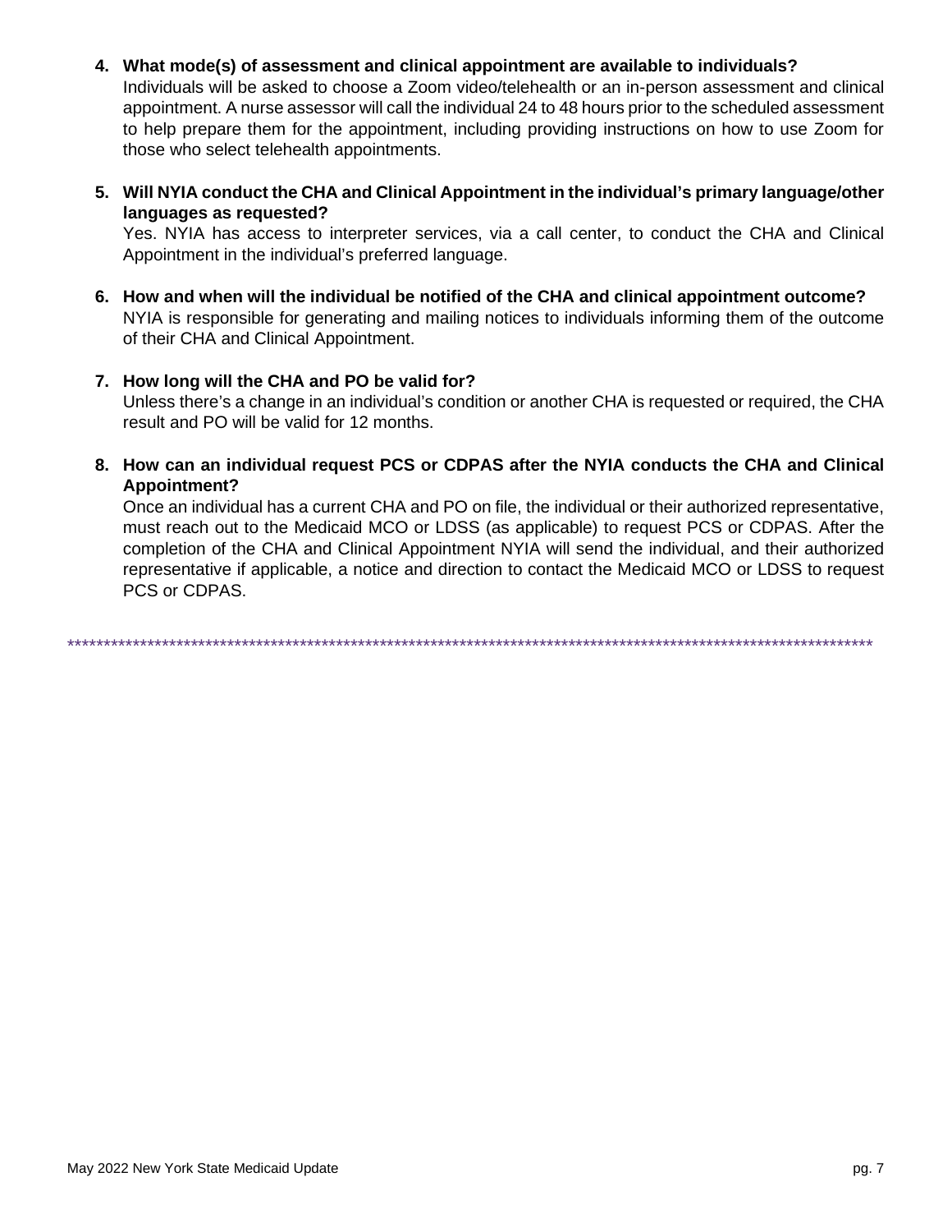4. **What mode(s) of assessment and clinical appointment are available to individuals?**
   Individuals will be asked to choose a Zoom video/telehealth or an in-person assessment and clinical appointment. A nurse assessor will call the individual 24 to 48 hours prior to the scheduled assessment to help prepare them for the appointment, including providing instructions on how to use Zoom for those who select telehealth appointments.

5. **Will NYIA conduct the CHA and Clinical Appointment in the individual's primary language/other languages as requested?**
   Yes. NYIA has access to interpreter services, via a call center, to conduct the CHA and Clinical Appointment in the individual's preferred language.

6. **How and when will the individual be notified of the CHA and clinical appointment outcome?**
   NYIA is responsible for generating and mailing notices to individuals informing them of the outcome of their CHA and Clinical Appointment.

7. **How long will the CHA and PO be valid for?**
   Unless there's a change in an individual's condition or another CHA is requested or required, the CHA result and PO will be valid for 12 months.

8. **How can an individual request PCS or CDPAS after the NYIA conducts the CHA and Clinical Appointment?**
   Once an individual has a current CHA and PO on file, the individual or their authorized representative, must reach out to the Medicaid MCO or LDSS (as applicable) to request PCS or CDPAS. After the completion of the CHA and Clinical Appointment NYIA will send the individual, and their authorized representative if applicable, a notice and direction to contact the Medicaid MCO or LDSS to request PCS or CDPAS.

****************************************************************************************************************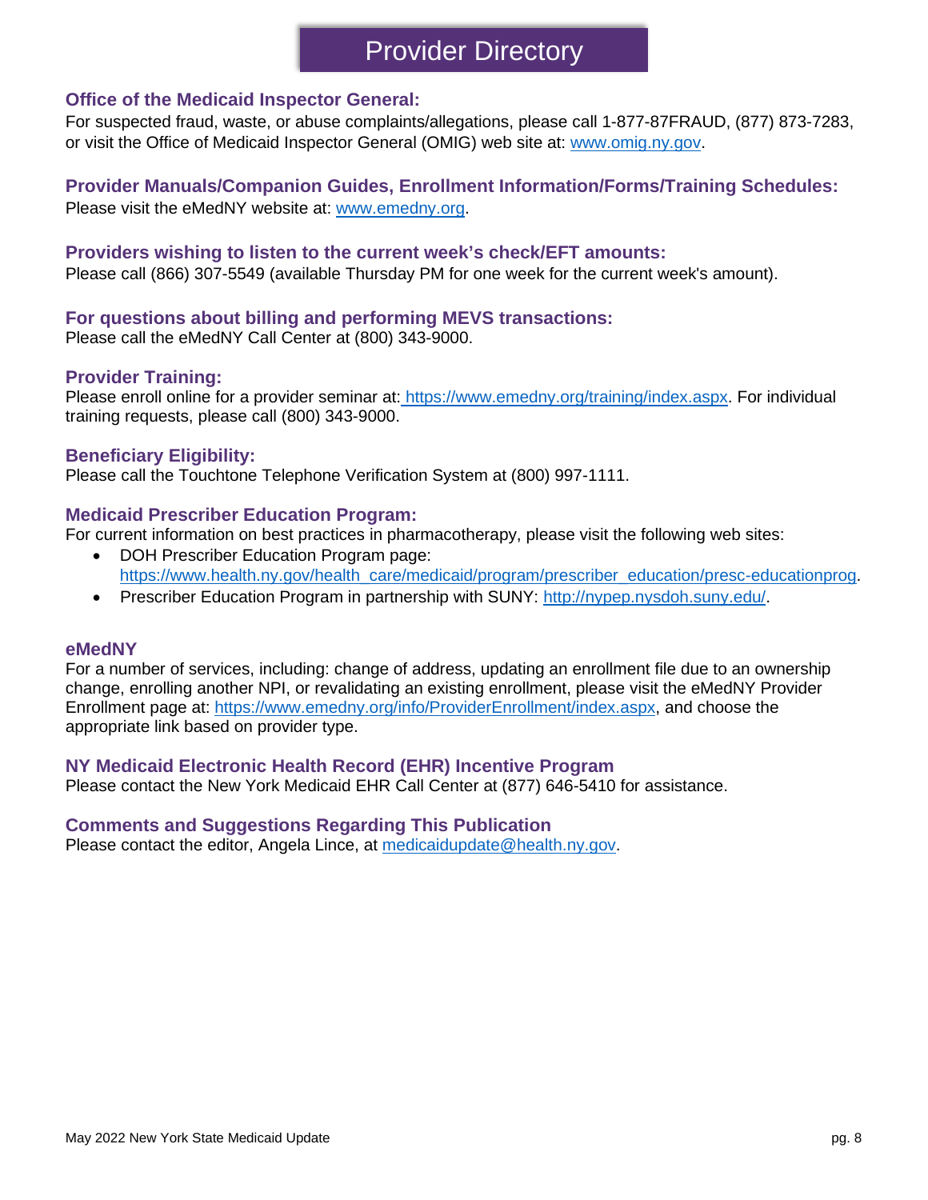# Provider Directory

### Office of the Medicaid Inspector General:

For suspected fraud, waste, or abuse complaints/allegations, please call 1-877-87FRAUD, (877) 873-7283, or visit the Office of Medicaid Inspector General (OMIG) web site at: www.omig.ny.gov.

### Provider Manuals/Companion Guides, Enrollment Information/Forms/Training Schedules:

Please visit the eMedNY website at: www.emedny.org.

### Providers wishing to listen to the current week's check/EFT amounts:

Please call (866) 307-5549 (available Thursday PM for one week for the current week's amount).

### For questions about billing and performing MEVS transactions:

Please call the eMedNY Call Center at (800) 343-9000.

### Provider Training:

Please enroll online for a provider seminar at: https://www.emedny.org/training/index.aspx. For individual training requests, please call (800) 343-9000.

### Beneficiary Eligibility:

Please call the Touchtone Telephone Verification System at (800) 997-1111.

### Medicaid Prescriber Education Program:

For current information on best practices in pharmacotherapy, please visit the following web sites:

- DOH Prescriber Education Program page: https://www.health.ny.gov/health_care/medicaid/program/prescriber_education/presc-educationprog.
- Prescriber Education Program in partnership with SUNY: http://nypep.nysdoh.suny.edu/.

### eMedNY

For a number of services, including: change of address, updating an enrollment file due to an ownership change, enrolling another NPI, or revalidating an existing enrollment, please visit the eMedNY Provider Enrollment page at: https://www.emedny.org/info/ProviderEnrollment/index.aspx, and choose the appropriate link based on provider type.

### NY Medicaid Electronic Health Record (EHR) Incentive Program

Please contact the New York Medicaid EHR Call Center at (877) 646-5410 for assistance.

### Comments and Suggestions Regarding This Publication

Please contact the editor, Angela Lince, at medicaidupdate@health.ny.gov.